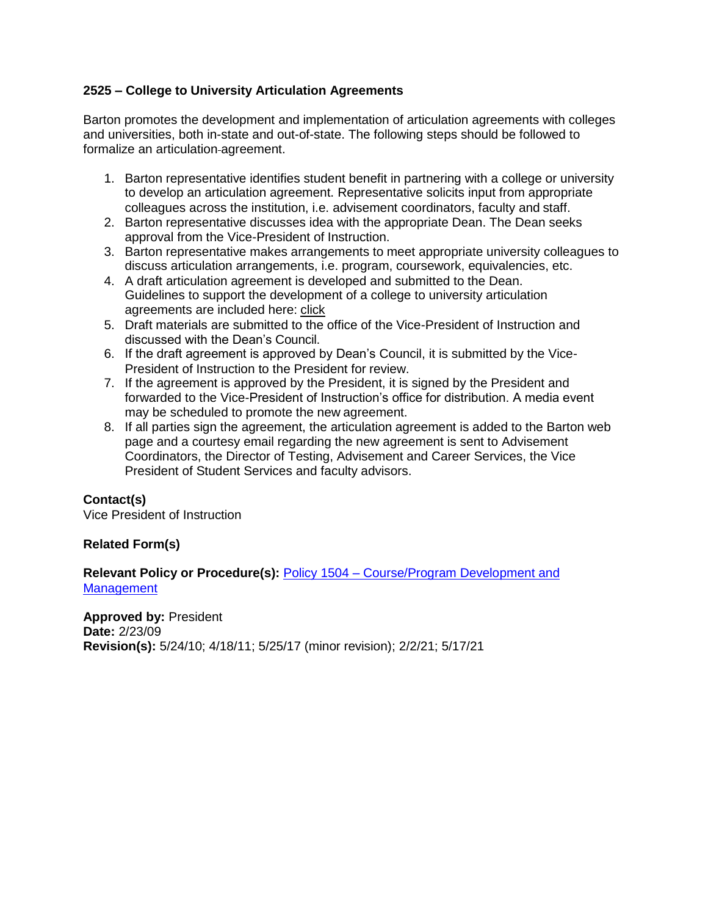**2525 – College to University Articulation Agreements**

Barton promotes the development and implementation of articulation agreements with colleges and universities, both in-state and out-of-state. The following steps should be followed to formalize an articulation agreement.

1. Barton representative identifies student benefit in partnering with a college or university to develop an articulation agreement. Representative solicits input from appropriate colleagues across the institution, i.e. advisement coordinators, faculty and staff.
2. Barton representative discusses idea with the appropriate Dean. The Dean seeks approval from the Vice-President of Instruction.
3. Barton representative makes arrangements to meet appropriate university colleagues to discuss articulation arrangements, i.e. program, coursework, equivalencies, etc.
4. A draft articulation agreement is developed and submitted to the Dean. Guidelines to support the development of a college to university articulation agreements are included here: click
5. Draft materials are submitted to the office of the Vice-President of Instruction and discussed with the Dean's Council.
6. If the draft agreement is approved by Dean's Council, it is submitted by the Vice-President of Instruction to the President for review.
7. If the agreement is approved by the President, it is signed by the President and forwarded to the Vice-President of Instruction's office for distribution. A media event may be scheduled to promote the new agreement.
8. If all parties sign the agreement, the articulation agreement is added to the Barton web page and a courtesy email regarding the new agreement is sent to Advisement Coordinators, the Director of Testing, Advisement and Career Services, the Vice President of Student Services and faculty advisors.

**Contact(s)**
Vice President of Instruction

**Related Form(s)**

**Relevant Policy or Procedure(s):** Policy 1504 – Course/Program Development and Management

**Approved by:** President
**Date:** 2/23/09
**Revision(s):** 5/24/10; 4/18/11; 5/25/17 (minor revision); 2/2/21; 5/17/21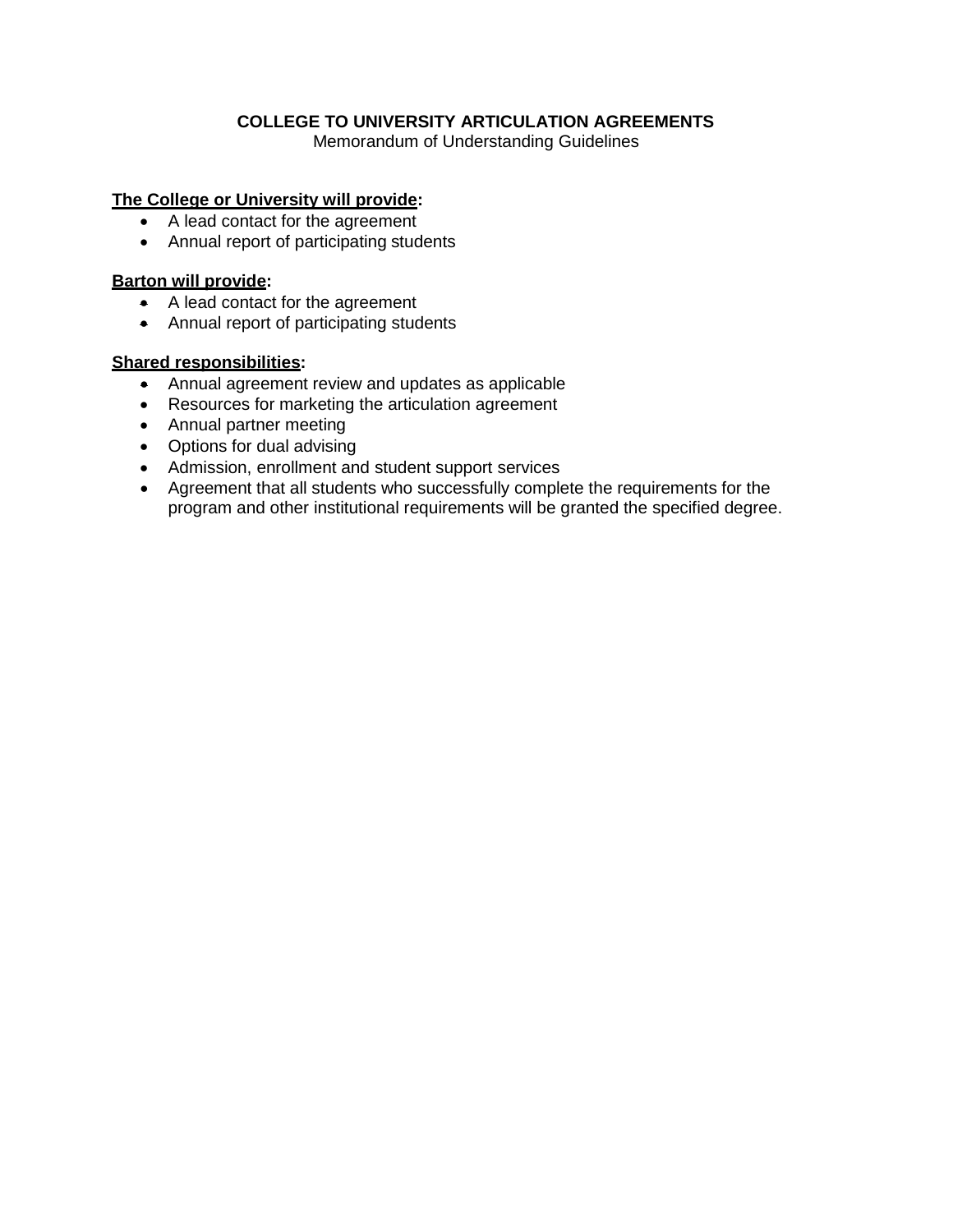**COLLEGE TO UNIVERSITY ARTICULATION AGREEMENTS**

Memorandum of Understanding Guidelines

**The College or University will provide:**

- A lead contact for the agreement
- Annual report of participating students

**Barton will provide:**

- A lead contact for the agreement
- Annual report of participating students

**Shared responsibilities:**

- Annual agreement review and updates as applicable
- Resources for marketing the articulation agreement
- Annual partner meeting
- Options for dual advising
- Admission, enrollment and student support services
- Agreement that all students who successfully complete the requirements for the program and other institutional requirements will be granted the specified degree.